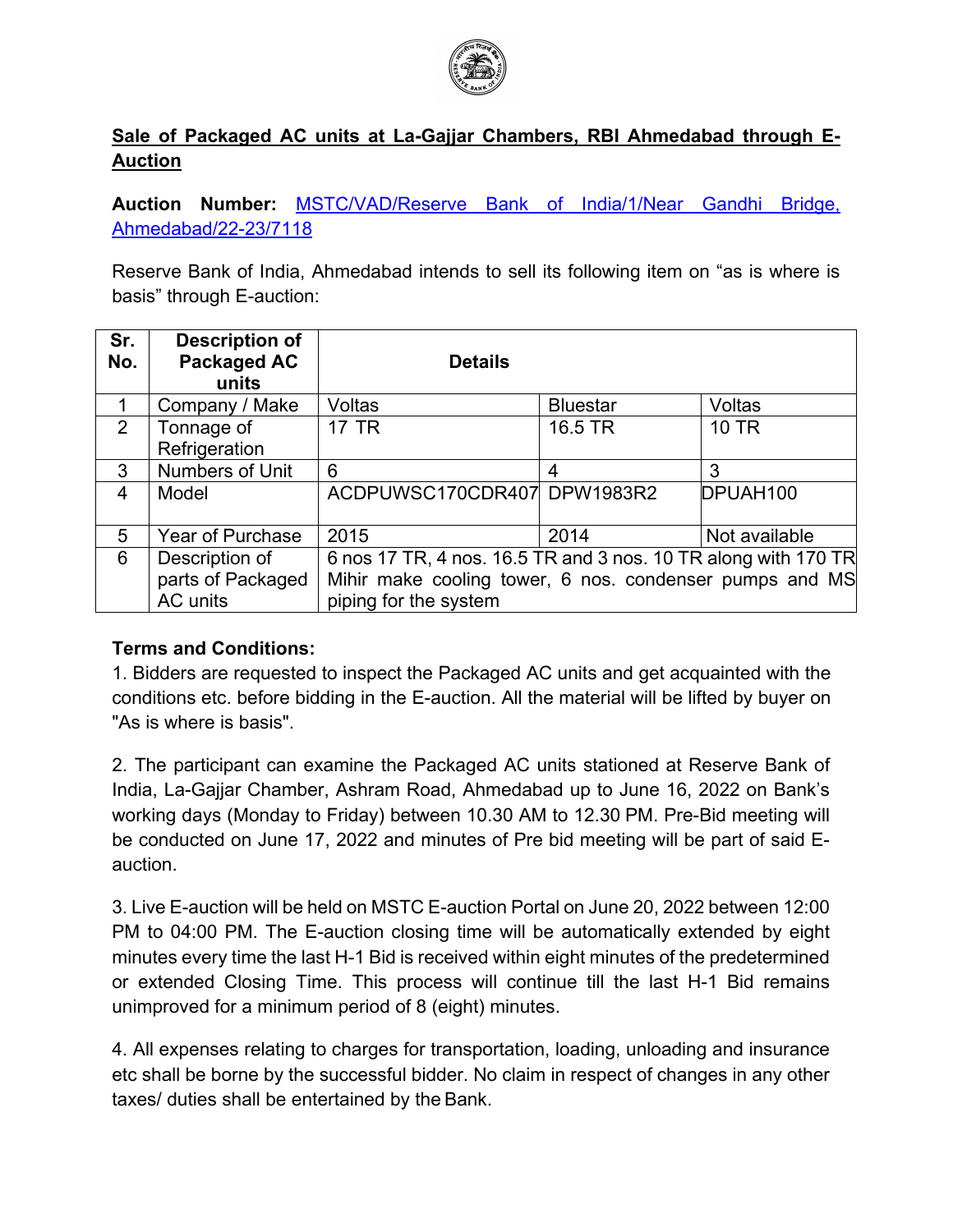**Sale of Packaged AC units at La-Gajjar Chambers, RBI Ahmedabad through E-Auction**

**Auction Number:** MSTC/VAD/Reserve Bank of India/1/Near Gandhi Bridge, Ahmedabad/22-23/7118

Reserve Bank of India, Ahmedabad intends to sell its following item on "as is where is basis" through E-auction:

| Sr. No. | Description of Packaged AC units | Details | | |
|---|---|---|---|---|
| 1 | Company / Make | Voltas | Bluestar | Voltas |
| 2 | Tonnage of Refrigeration | 17 TR | 16.5 TR | 10 TR |
| 3 | Numbers of Unit | 6 | 4 | 3 |
| 4 | Model | ACDPUWSC170CDR407 | DPW1983R2 | DPUAH100 |
| 5 | Year of Purchase | 2015 | 2014 | Not available |
| 6 | Description of parts of Packaged AC units | 6 nos 17 TR, 4 nos. 16.5 TR and 3 nos. 10 TR along with 170 TR Mihir make cooling tower, 6 nos. condenser pumps and MS piping for the system | | |

**Terms and Conditions:**

1. Bidders are requested to inspect the Packaged AC units and get acquainted with the conditions etc. before bidding in the E-auction. All the material will be lifted by buyer on "As is where is basis".

2. The participant can examine the Packaged AC units stationed at Reserve Bank of India, La-Gajjar Chamber, Ashram Road, Ahmedabad up to June 16, 2022 on Bank's working days (Monday to Friday) between 10.30 AM to 12.30 PM. Pre-Bid meeting will be conducted on June 17, 2022 and minutes of Pre bid meeting will be part of said E-auction.

3. Live E-auction will be held on MSTC E-auction Portal on June 20, 2022 between 12:00 PM to 04:00 PM. The E-auction closing time will be automatically extended by eight minutes every time the last H-1 Bid is received within eight minutes of the predetermined or extended Closing Time. This process will continue till the last H-1 Bid remains unimproved for a minimum period of 8 (eight) minutes.

4. All expenses relating to charges for transportation, loading, unloading and insurance etc shall be borne by the successful bidder. No claim in respect of changes in any other taxes/ duties shall be entertained by the Bank.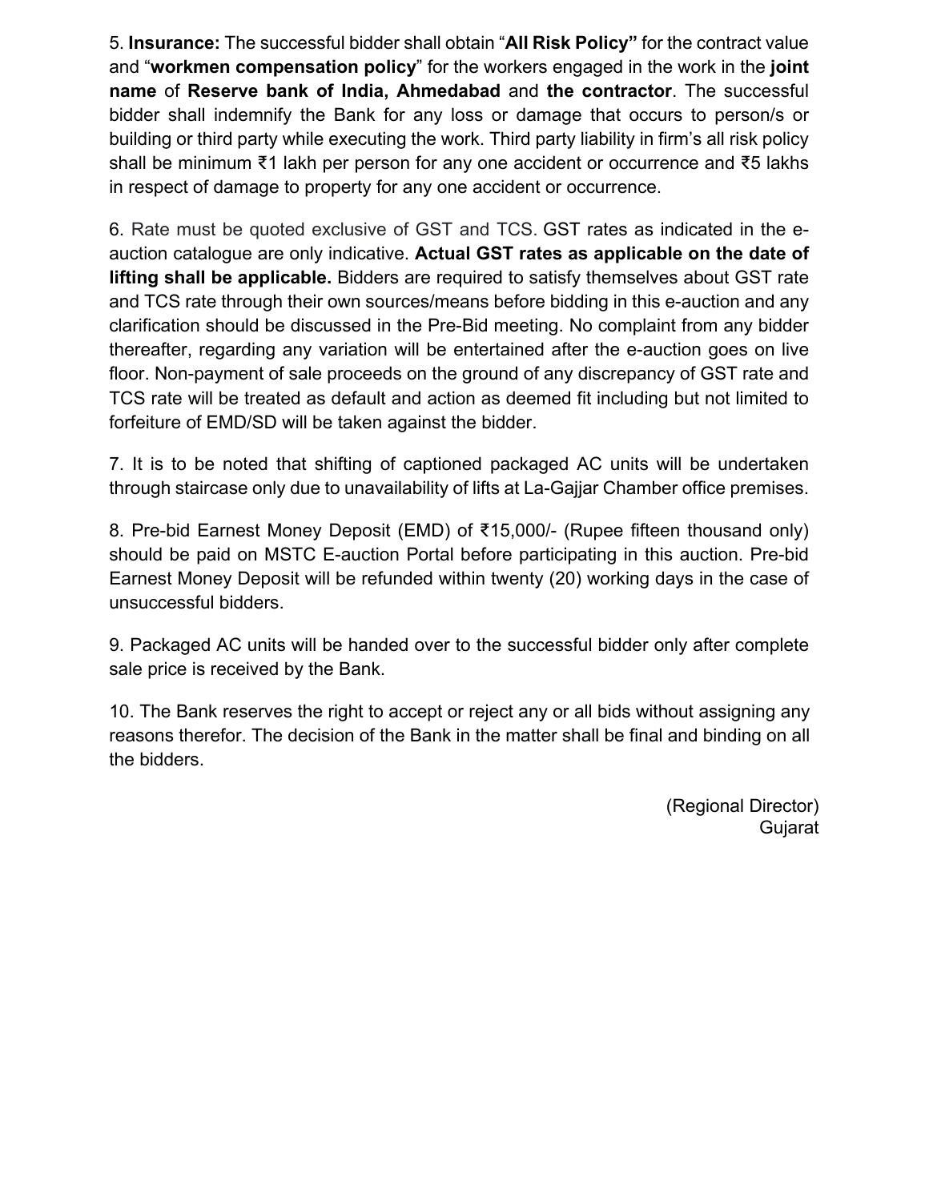5. **Insurance:** The successful bidder shall obtain "**All Risk Policy"** for the contract value and "**workmen compensation policy**" for the workers engaged in the work in the **joint name** of **Reserve bank of India, Ahmedabad** and **the contractor**. The successful bidder shall indemnify the Bank for any loss or damage that occurs to person/s or building or third party while executing the work. Third party liability in firm's all risk policy shall be minimum ₹1 lakh per person for any one accident or occurrence and ₹5 lakhs in respect of damage to property for any one accident or occurrence.

6. Rate must be quoted exclusive of GST and TCS. GST rates as indicated in the e-auction catalogue are only indicative. **Actual GST rates as applicable on the date of lifting shall be applicable.** Bidders are required to satisfy themselves about GST rate and TCS rate through their own sources/means before bidding in this e-auction and any clarification should be discussed in the Pre-Bid meeting. No complaint from any bidder thereafter, regarding any variation will be entertained after the e-auction goes on live floor. Non-payment of sale proceeds on the ground of any discrepancy of GST rate and TCS rate will be treated as default and action as deemed fit including but not limited to forfeiture of EMD/SD will be taken against the bidder.

7. It is to be noted that shifting of captioned packaged AC units will be undertaken through staircase only due to unavailability of lifts at La-Gajjar Chamber office premises.

8. Pre-bid Earnest Money Deposit (EMD) of ₹15,000/- (Rupee fifteen thousand only) should be paid on MSTC E-auction Portal before participating in this auction. Pre-bid Earnest Money Deposit will be refunded within twenty (20) working days in the case of unsuccessful bidders.

9. Packaged AC units will be handed over to the successful bidder only after complete sale price is received by the Bank.

10. The Bank reserves the right to accept or reject any or all bids without assigning any reasons therefor. The decision of the Bank in the matter shall be final and binding on all the bidders.

(Regional Director)
Gujarat